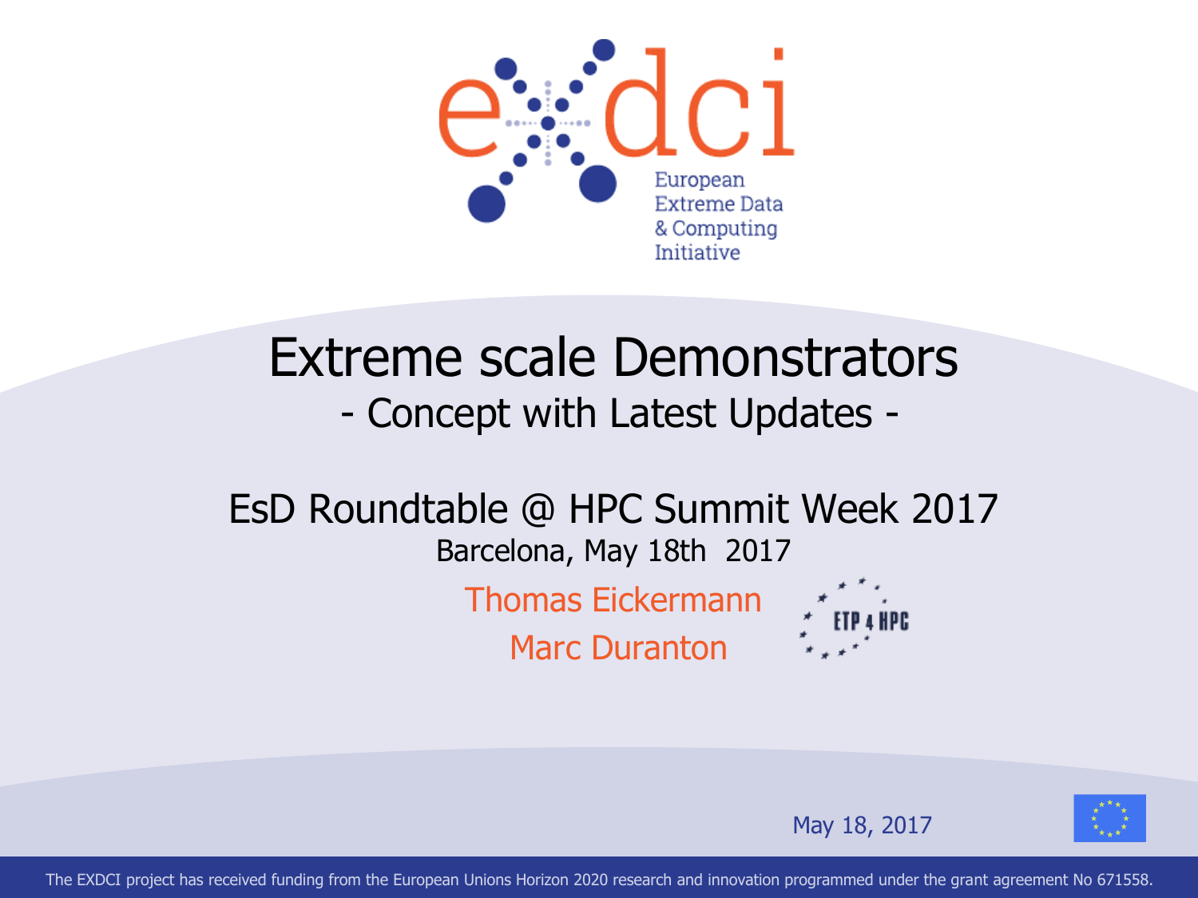exdci

European Extreme Data & Computing Initiative

# Extreme scale Demonstrators

## - Concept with Latest Updates -

EsD Roundtable @ HPC Summit Week 2017

Barcelona, May 18th 2017

Thomas Eickermann

Marc Duranton

ETP 4 HPC

May 18, 2017

The EXDCI project has received funding from the European Unions Horizon 2020 research and innovation programmed under the grant agreement No 671558.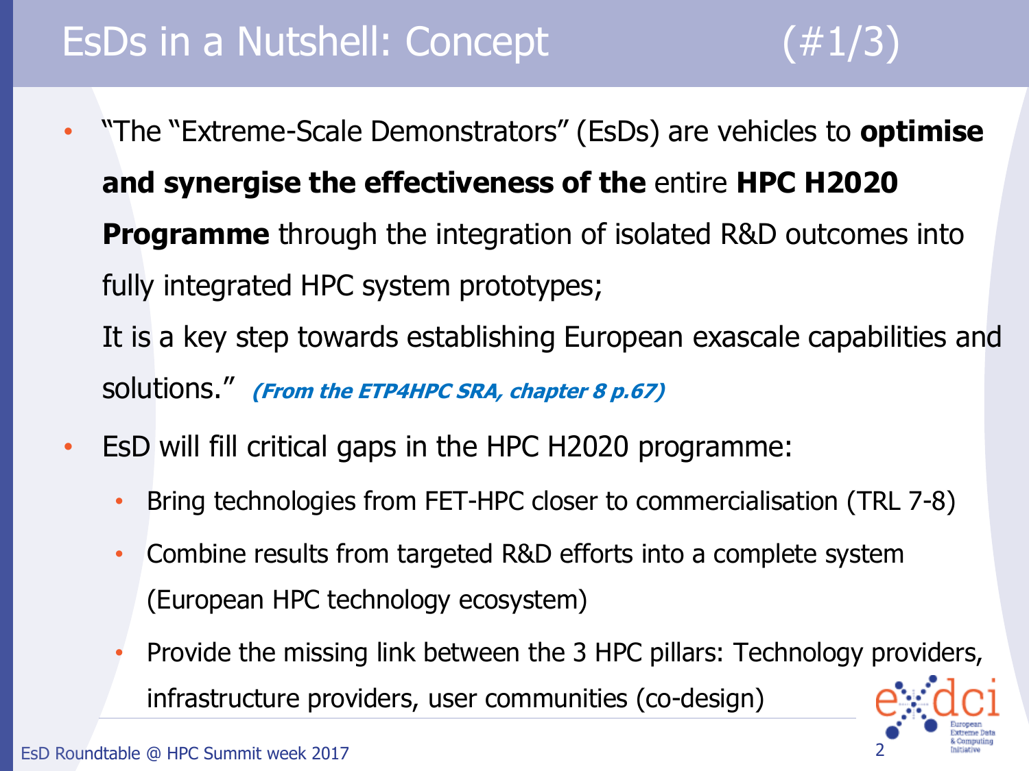# EsDs in a Nutshell: Concept (#1/3)

- "The "Extreme-Scale Demonstrators" (EsDs) are vehicles to **optimise and synergise the effectiveness of the** entire **HPC H2020 Programme** through the integration of isolated R&D outcomes into fully integrated HPC system prototypes;
  It is a key step towards establishing European exascale capabilities and solutions." ***(From the ETP4HPC SRA, chapter 8 p.67)***
- EsD will fill critical gaps in the HPC H2020 programme:
  - Bring technologies from FET-HPC closer to commercialisation (TRL 7-8)
  - Combine results from targeted R&D efforts into a complete system (European HPC technology ecosystem)
  - Provide the missing link between the 3 HPC pillars: Technology providers, infrastructure providers, user communities (co-design)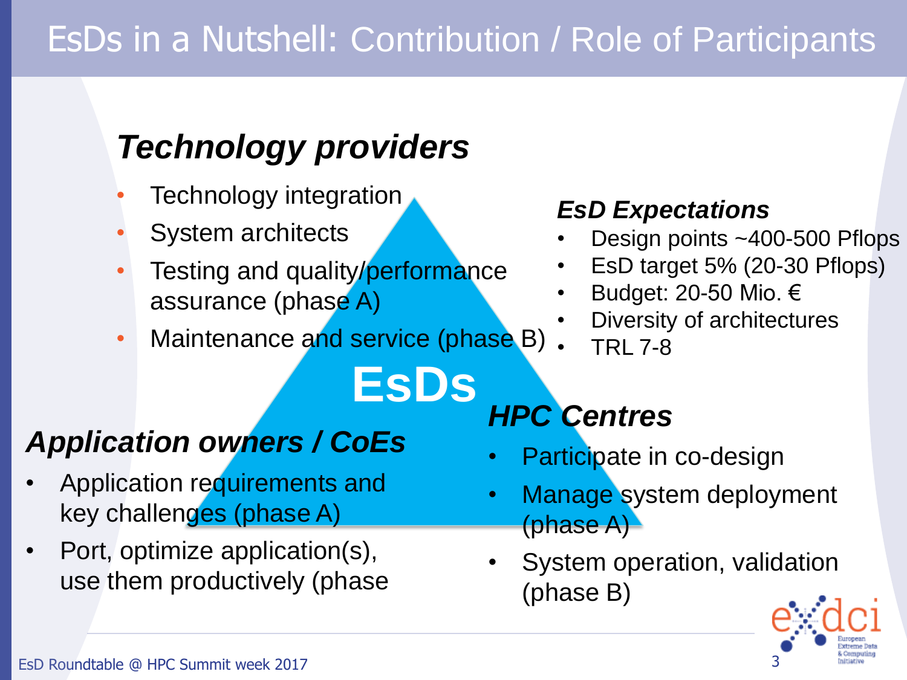# EsDs in a Nutshell: Contribution / Role of Participants

### *Technology providers*

- Technology integration
- System architects
- Testing and quality/performance assurance (phase A)
- Maintenance and service (phase B)

#### *EsD Expectations*

- Design points ~400-500 Pflops
- EsD target 5% (20-30 Pflops)
- Budget: 20-50 Mio. €
- Diversity of architectures
- TRL 7-8

**EsDs**

### *Application owners / CoEs*

- Application requirements and key challenges (phase A)
- Port, optimize application(s), use them productively (phase

### *HPC Centres*

- Participate in co-design
- Manage system deployment (phase A)
- System operation, validation (phase B)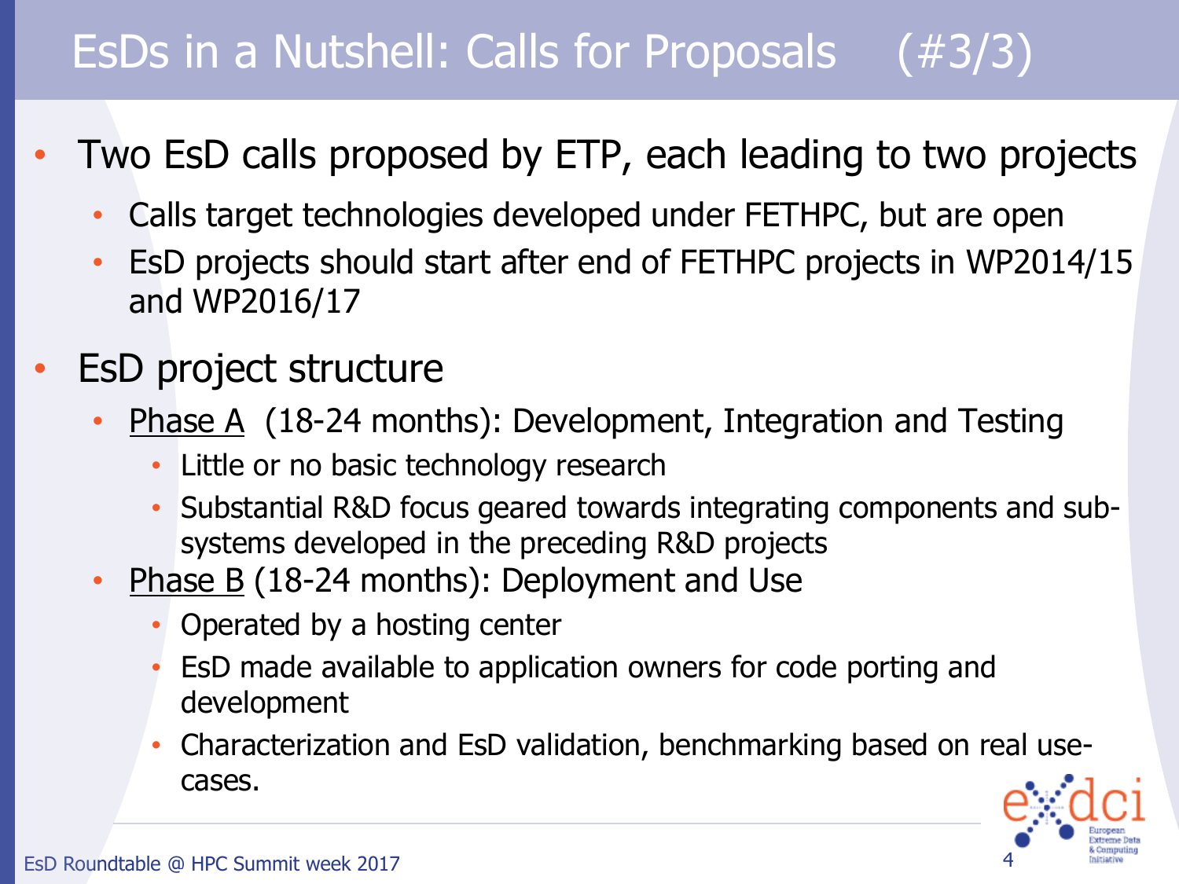# EsDs in a Nutshell: Calls for Proposals (#3/3)

- Two EsD calls proposed by ETP, each leading to two projects
  - Calls target technologies developed under FETHPC, but are open
  - EsD projects should start after end of FETHPC projects in WP2014/15 and WP2016/17
- EsD project structure
  - <u>Phase A</u> (18-24 months): Development, Integration and Testing
    - Little or no basic technology research
    - Substantial R&D focus geared towards integrating components and sub-systems developed in the preceding R&D projects
  - <u>Phase B</u> (18-24 months): Deployment and Use
    - Operated by a hosting center
    - EsD made available to application owners for code porting and development
    - Characterization and EsD validation, benchmarking based on real use-cases.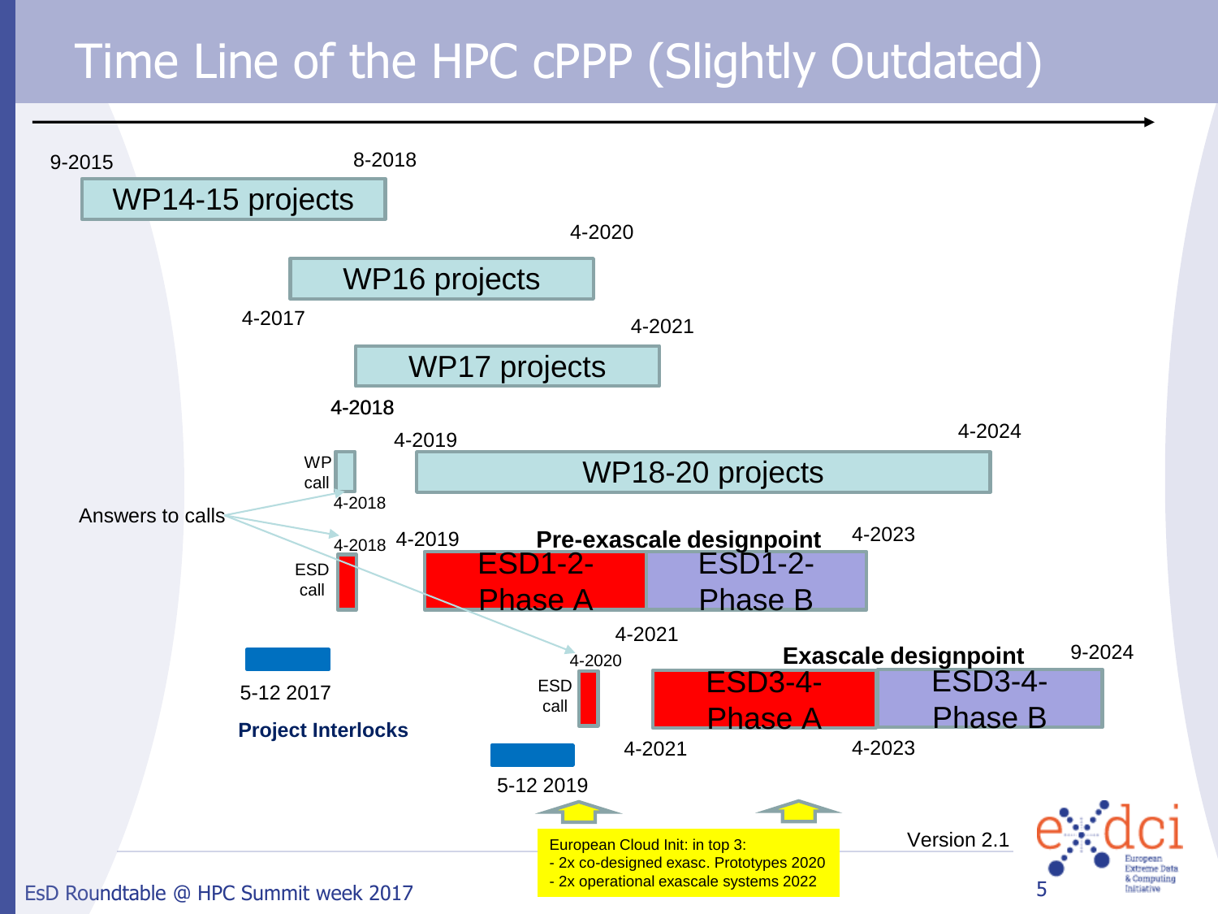# Time Line of the HPC cPPP (Slightly Outdated)

9-2015 — 8-2018: WP14-15 projects

4-2017 — 4-2020: WP16 projects

4-2018 — 4-2021: WP17 projects

WP call (4-2018)

4-2019 — 4-2024: WP18-20 projects

Answers to calls

ESD call (4-2018)

**Pre-exascale designpoint**

4-2019 — 4-2023: ESD1-2-Phase A | ESD1-2-Phase B

5-12 2017

**Project Interlocks**

ESD call (4-2020)

**Exascale designpoint**

4-2021 — 9-2024: ESD3-4-Phase A (4-2021 — 4-2023) | ESD3-4-Phase B

5-12 2019

European Cloud Init: in top 3:
- 2x co-designed exasc. Prototypes 2020
- 2x operational exascale systems 2022

Version 2.1

EsD Roundtable @ HPC Summit week 2017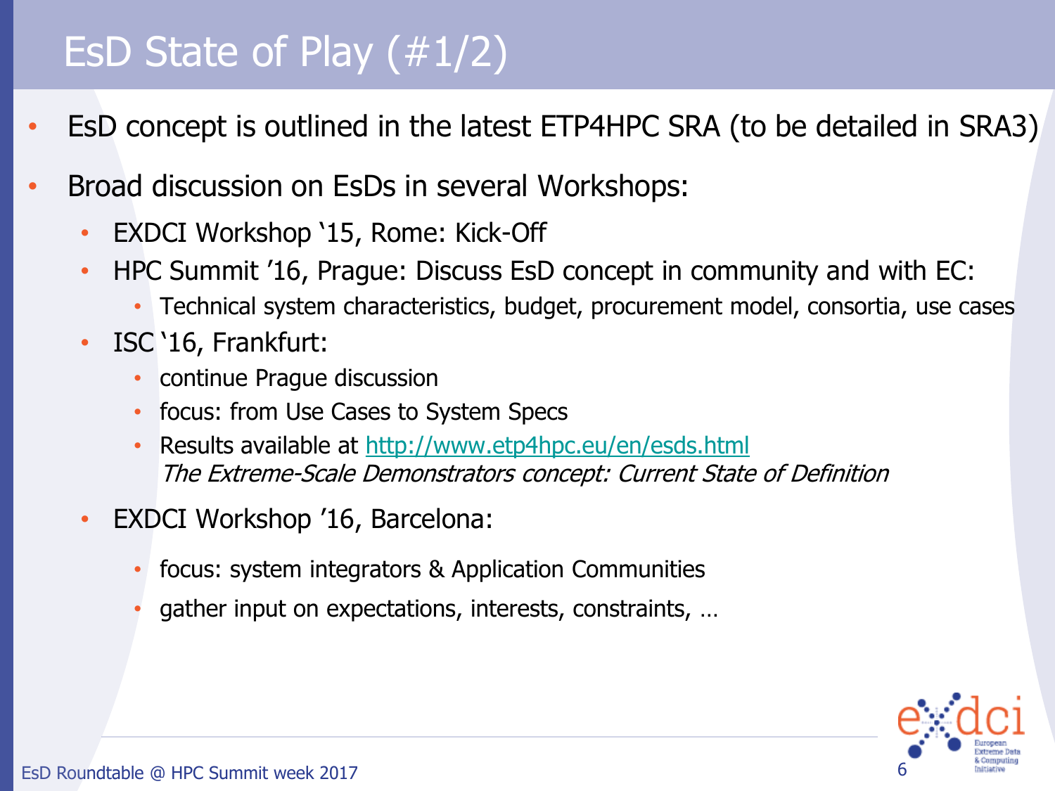# EsD State of Play (#1/2)

- EsD concept is outlined in the latest ETP4HPC SRA (to be detailed in SRA3)
- Broad discussion on EsDs in several Workshops:
  - EXDCI Workshop ‘15, Rome: Kick-Off
  - HPC Summit ’16, Prague: Discuss EsD concept in community and with EC:
    - Technical system characteristics, budget, procurement model, consortia, use cases
  - ISC ‘16, Frankfurt:
    - continue Prague discussion
    - focus: from Use Cases to System Specs
    - Results available at http://www.etp4hpc.eu/en/esds.html
      *The Extreme-Scale Demonstrators concept: Current State of Definition*
  - EXDCI Workshop ’16, Barcelona:
    - focus: system integrators & Application Communities
    - gather input on expectations, interests, constraints, …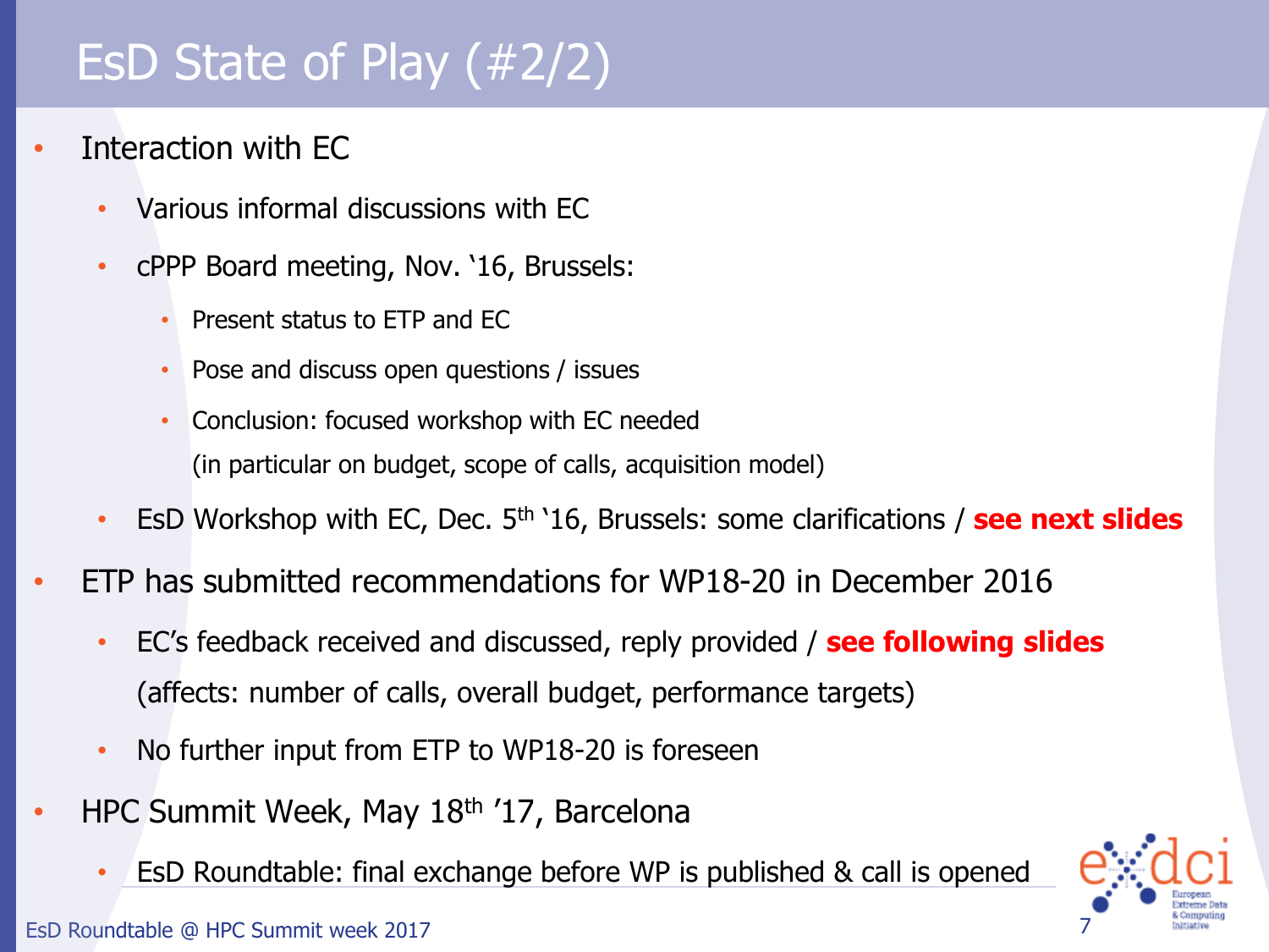# EsD State of Play (#2/2)

- Interaction with EC
  - Various informal discussions with EC
  - cPPP Board meeting, Nov. '16, Brussels:
    - Present status to ETP and EC
    - Pose and discuss open questions / issues
    - Conclusion: focused workshop with EC needed (in particular on budget, scope of calls, acquisition model)
  - EsD Workshop with EC, Dec. 5th '16, Brussels: some clarifications / **see next slides**
- ETP has submitted recommendations for WP18-20 in December 2016
  - EC's feedback received and discussed, reply provided / **see following slides** (affects: number of calls, overall budget, performance targets)
  - No further input from ETP to WP18-20 is foreseen
- HPC Summit Week, May 18th '17, Barcelona
  - EsD Roundtable: final exchange before WP is published & call is opened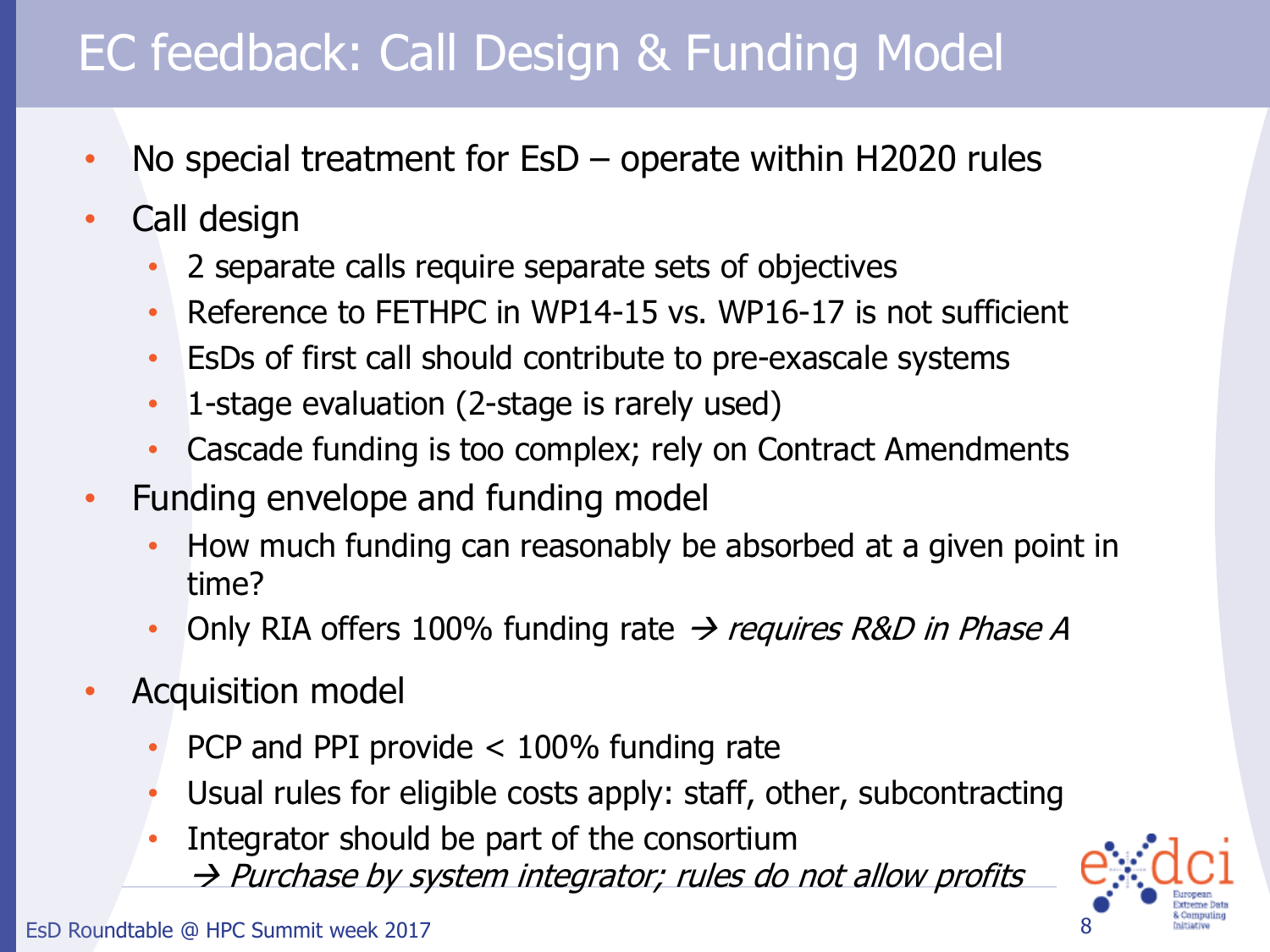# EC feedback: Call Design & Funding Model

- No special treatment for EsD – operate within H2020 rules
- Call design
  - 2 separate calls require separate sets of objectives
  - Reference to FETHPC in WP14-15 vs. WP16-17 is not sufficient
  - EsDs of first call should contribute to pre-exascale systems
  - 1-stage evaluation (2-stage is rarely used)
  - Cascade funding is too complex; rely on Contract Amendments
- Funding envelope and funding model
  - How much funding can reasonably be absorbed at a given point in time?
  - Only RIA offers 100% funding rate → *requires R&D in Phase A*
- Acquisition model
  - PCP and PPI provide < 100% funding rate
  - Usual rules for eligible costs apply: staff, other, subcontracting
  - Integrator should be part of the consortium
    → *Purchase by system integrator; rules do not allow profits*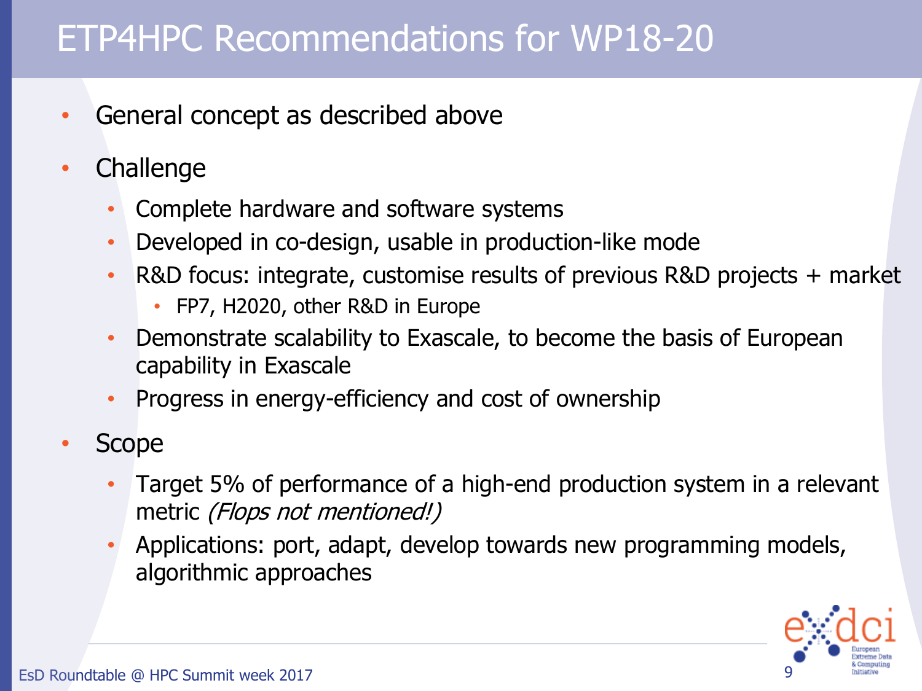# ETP4HPC Recommendations for WP18-20

- General concept as described above
- Challenge
  - Complete hardware and software systems
  - Developed in co-design, usable in production-like mode
  - R&D focus: integrate, customise results of previous R&D projects + market
    - FP7, H2020, other R&D in Europe
  - Demonstrate scalability to Exascale, to become the basis of European capability in Exascale
  - Progress in energy-efficiency and cost of ownership
- Scope
  - Target 5% of performance of a high-end production system in a relevant metric *(Flops not mentioned!)*
  - Applications: port, adapt, develop towards new programming models, algorithmic approaches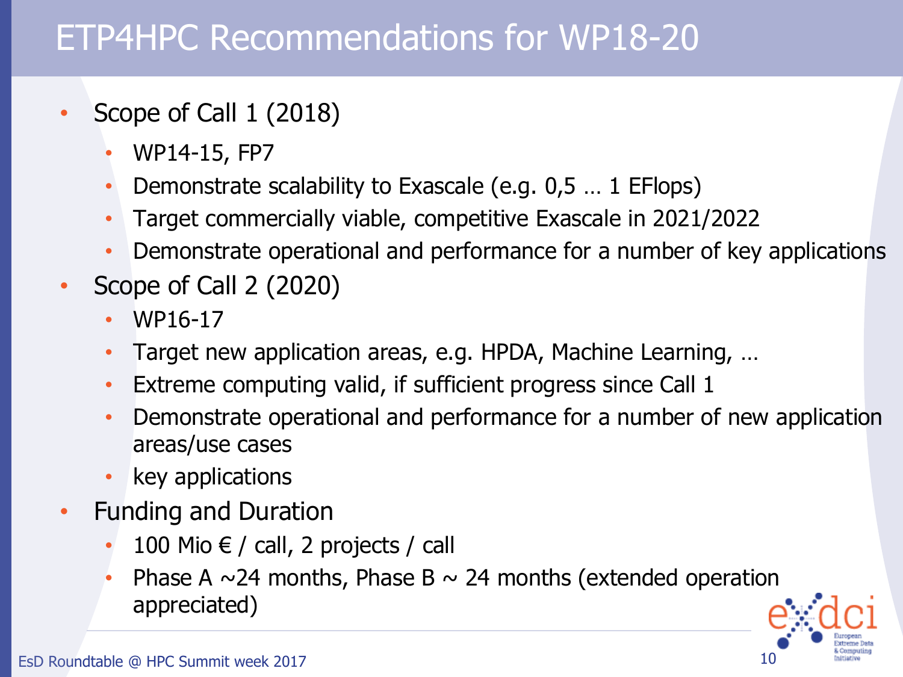# ETP4HPC Recommendations for WP18-20

- Scope of Call 1 (2018)
  - WP14-15, FP7
  - Demonstrate scalability to Exascale (e.g. 0,5 … 1 EFlops)
  - Target commercially viable, competitive Exascale in 2021/2022
  - Demonstrate operational and performance for a number of key applications
- Scope of Call 2 (2020)
  - WP16-17
  - Target new application areas, e.g. HPDA, Machine Learning, …
  - Extreme computing valid, if sufficient progress since Call 1
  - Demonstrate operational and performance for a number of new application areas/use cases
  - key applications
- Funding and Duration
  - 100 Mio € / call, 2 projects / call
  - Phase A ~24 months, Phase B ~ 24 months (extended operation appreciated)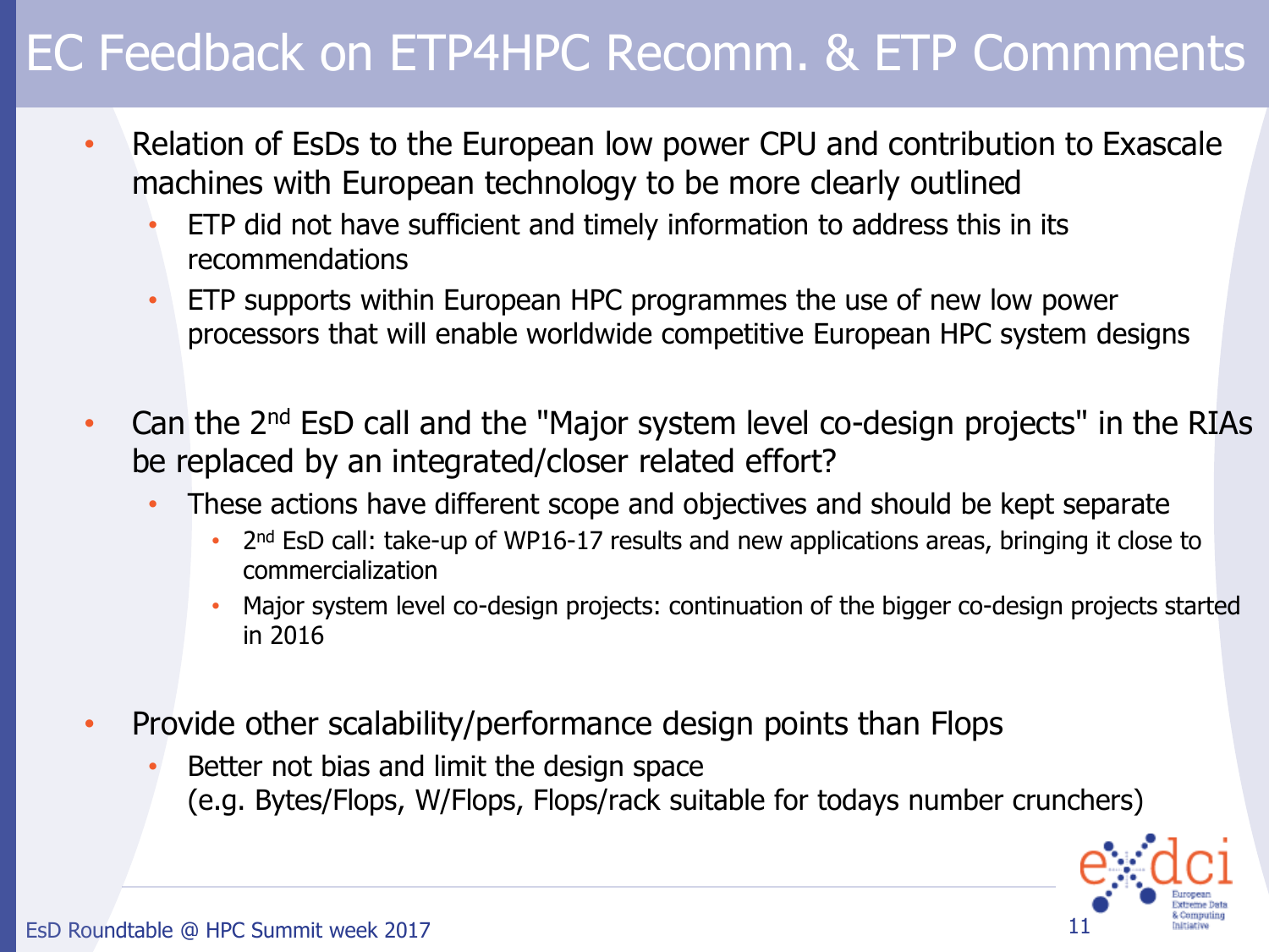# EC Feedback on ETP4HPC Recomm. & ETP Commments

- Relation of EsDs to the European low power CPU and contribution to Exascale machines with European technology to be more clearly outlined
  - ETP did not have sufficient and timely information to address this in its recommendations
  - ETP supports within European HPC programmes the use of new low power processors that will enable worldwide competitive European HPC system designs

- Can the 2nd EsD call and the "Major system level co-design projects" in the RIAs be replaced by an integrated/closer related effort?
  - These actions have different scope and objectives and should be kept separate
    - 2nd EsD call: take-up of WP16-17 results and new applications areas, bringing it close to commercialization
    - Major system level co-design projects: continuation of the bigger co-design projects started in 2016

- Provide other scalability/performance design points than Flops
  - Better not bias and limit the design space
    (e.g. Bytes/Flops, W/Flops, Flops/rack suitable for todays number crunchers)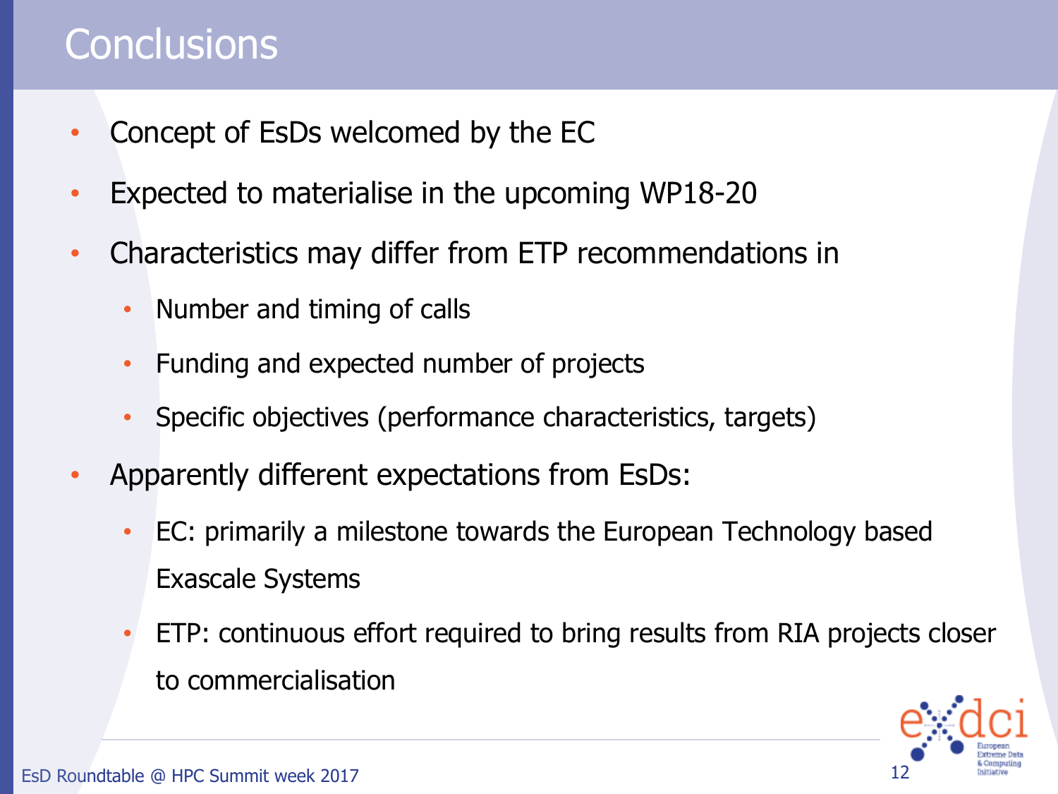# Conclusions

- Concept of EsDs welcomed by the EC
- Expected to materialise in the upcoming WP18-20
- Characteristics may differ from ETP recommendations in
  - Number and timing of calls
  - Funding and expected number of projects
  - Specific objectives (performance characteristics, targets)
- Apparently different expectations from EsDs:
  - EC: primarily a milestone towards the European Technology based Exascale Systems
  - ETP: continuous effort required to bring results from RIA projects closer to commercialisation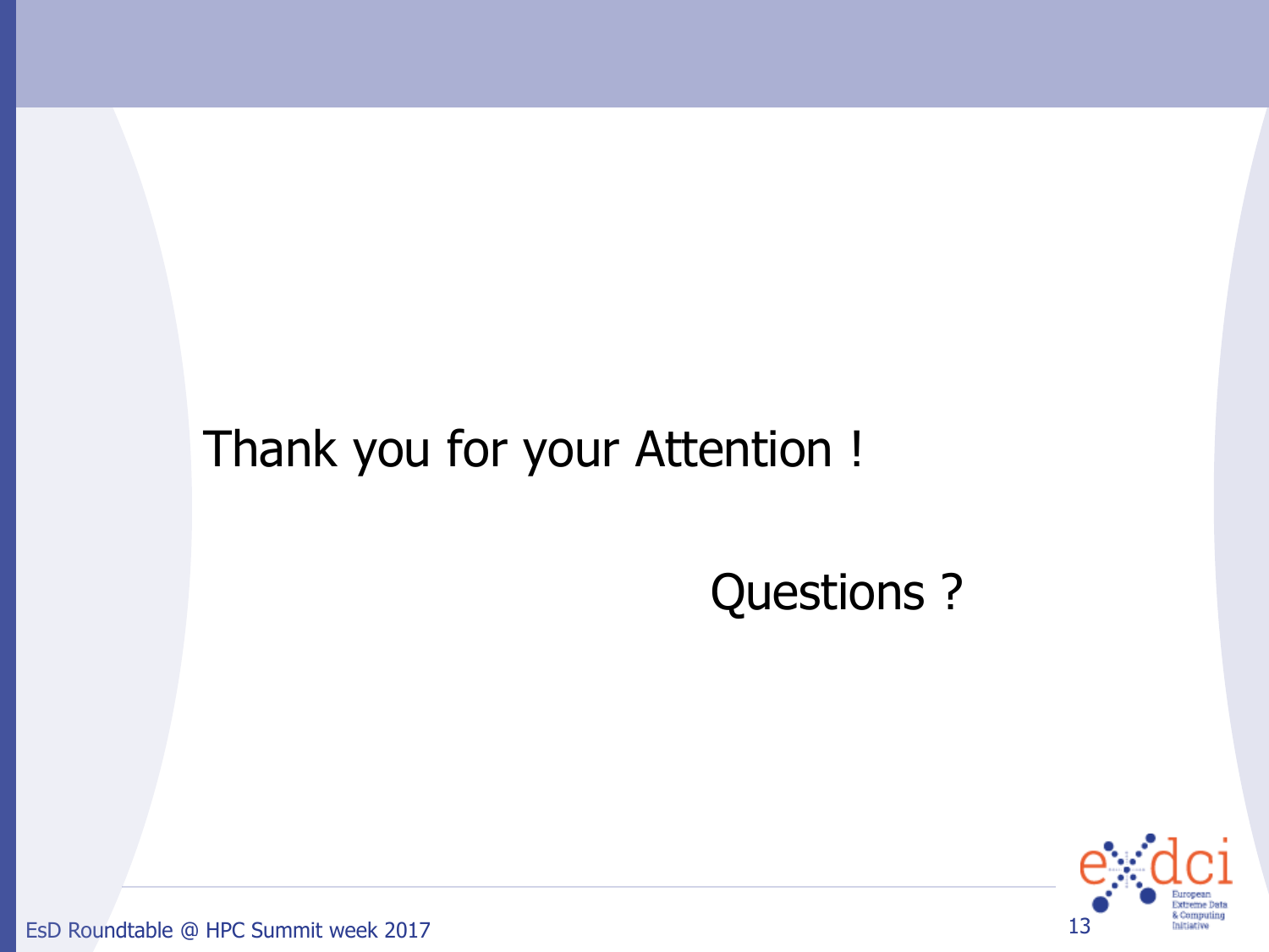Thank you for your Attention !

Questions ?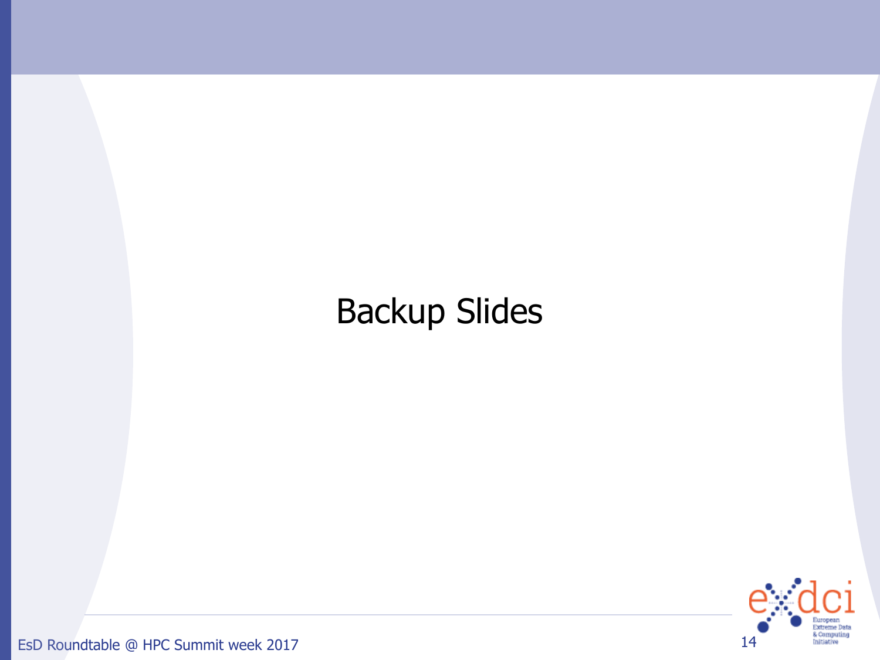# Backup Slides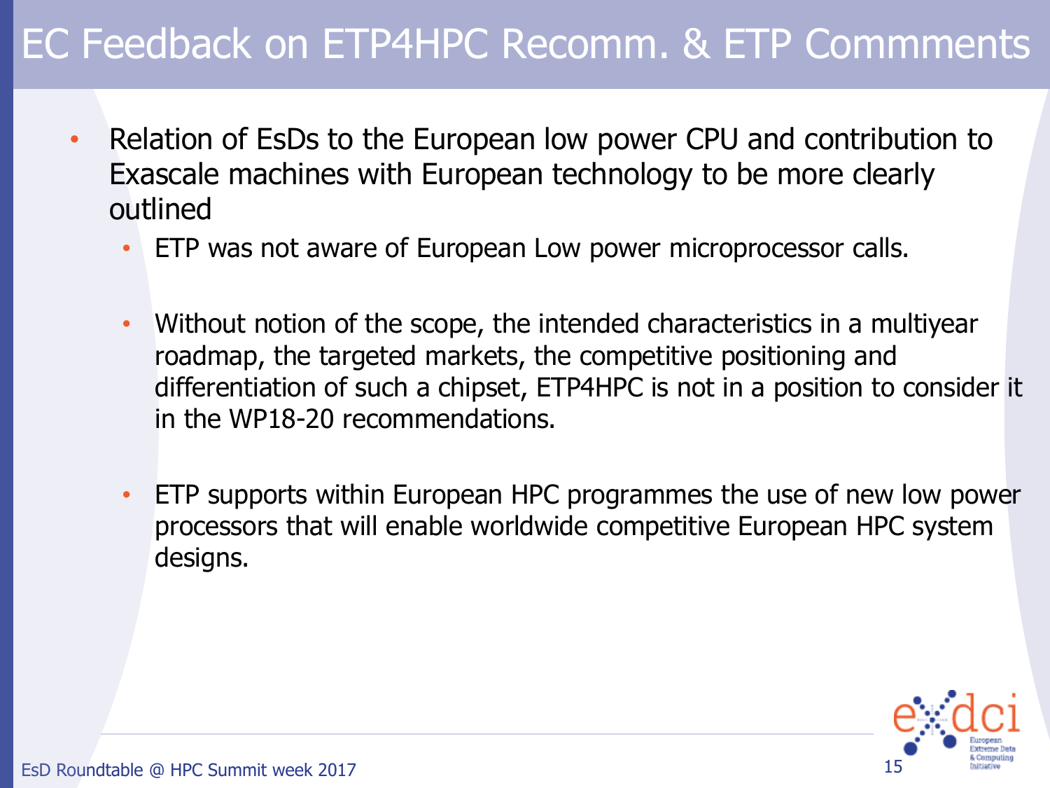# EC Feedback on ETP4HPC Recomm. & ETP Commments

- Relation of EsDs to the European low power CPU and contribution to Exascale machines with European technology to be more clearly outlined
  - ETP was not aware of European Low power microprocessor calls.
  - Without notion of the scope, the intended characteristics in a multiyear roadmap, the targeted markets, the competitive positioning and differentiation of such a chipset, ETP4HPC is not in a position to consider it in the WP18-20 recommendations.
  - ETP supports within European HPC programmes the use of new low power processors that will enable worldwide competitive European HPC system designs.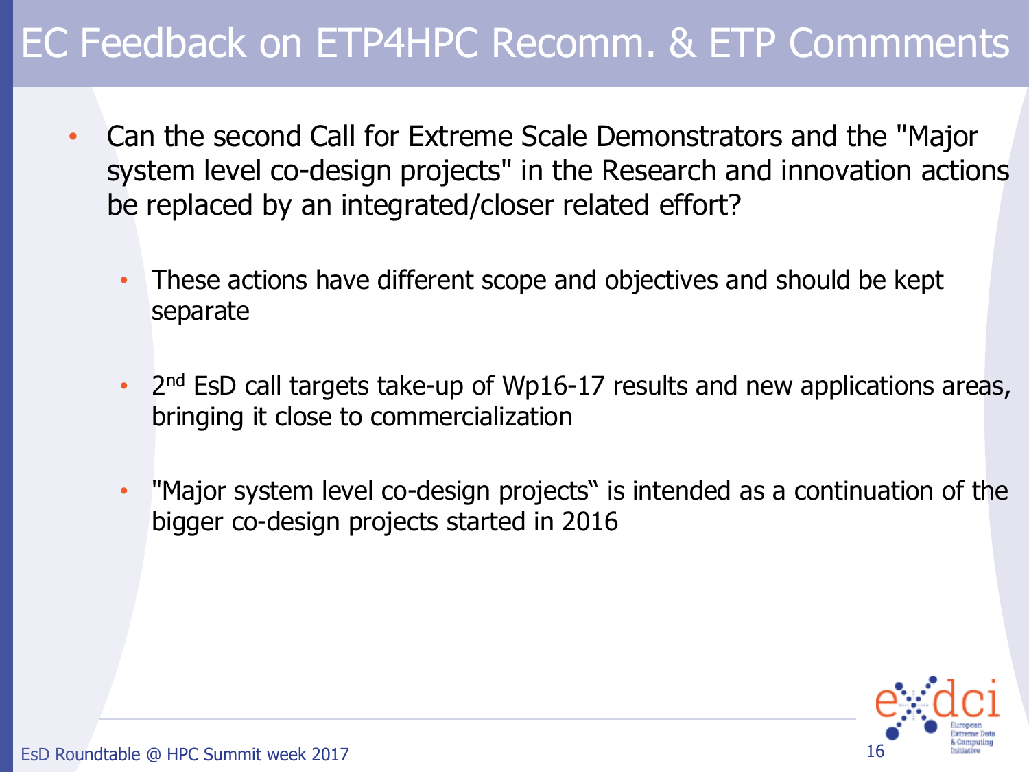# EC Feedback on ETP4HPC Recomm. & ETP Commments

- Can the second Call for Extreme Scale Demonstrators and the "Major system level co-design projects" in the Research and innovation actions be replaced by an integrated/closer related effort?
  - These actions have different scope and objectives and should be kept separate
  - 2nd EsD call targets take-up of Wp16-17 results and new applications areas, bringing it close to commercialization
  - "Major system level co-design projects" is intended as a continuation of the bigger co-design projects started in 2016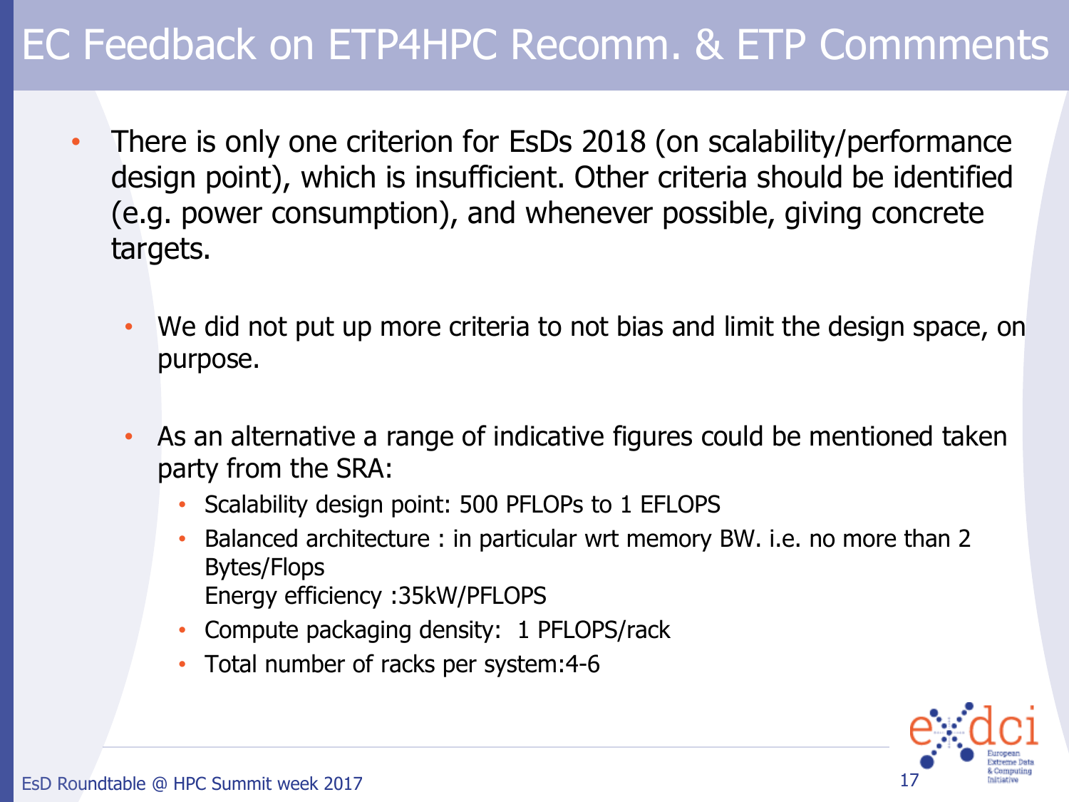# EC Feedback on ETP4HPC Recomm. & ETP Commments

- There is only one criterion for EsDs 2018 (on scalability/performance design point), which is insufficient. Other criteria should be identified (e.g. power consumption), and whenever possible, giving concrete targets.
  - We did not put up more criteria to not bias and limit the design space, on purpose.
  - As an alternative a range of indicative figures could be mentioned taken party from the SRA:
    - Scalability design point: 500 PFLOPs to 1 EFLOPS
    - Balanced architecture : in particular wrt memory BW. i.e. no more than 2 Bytes/Flops
      Energy efficiency :35kW/PFLOPS
    - Compute packaging density: 1 PFLOPS/rack
    - Total number of racks per system:4-6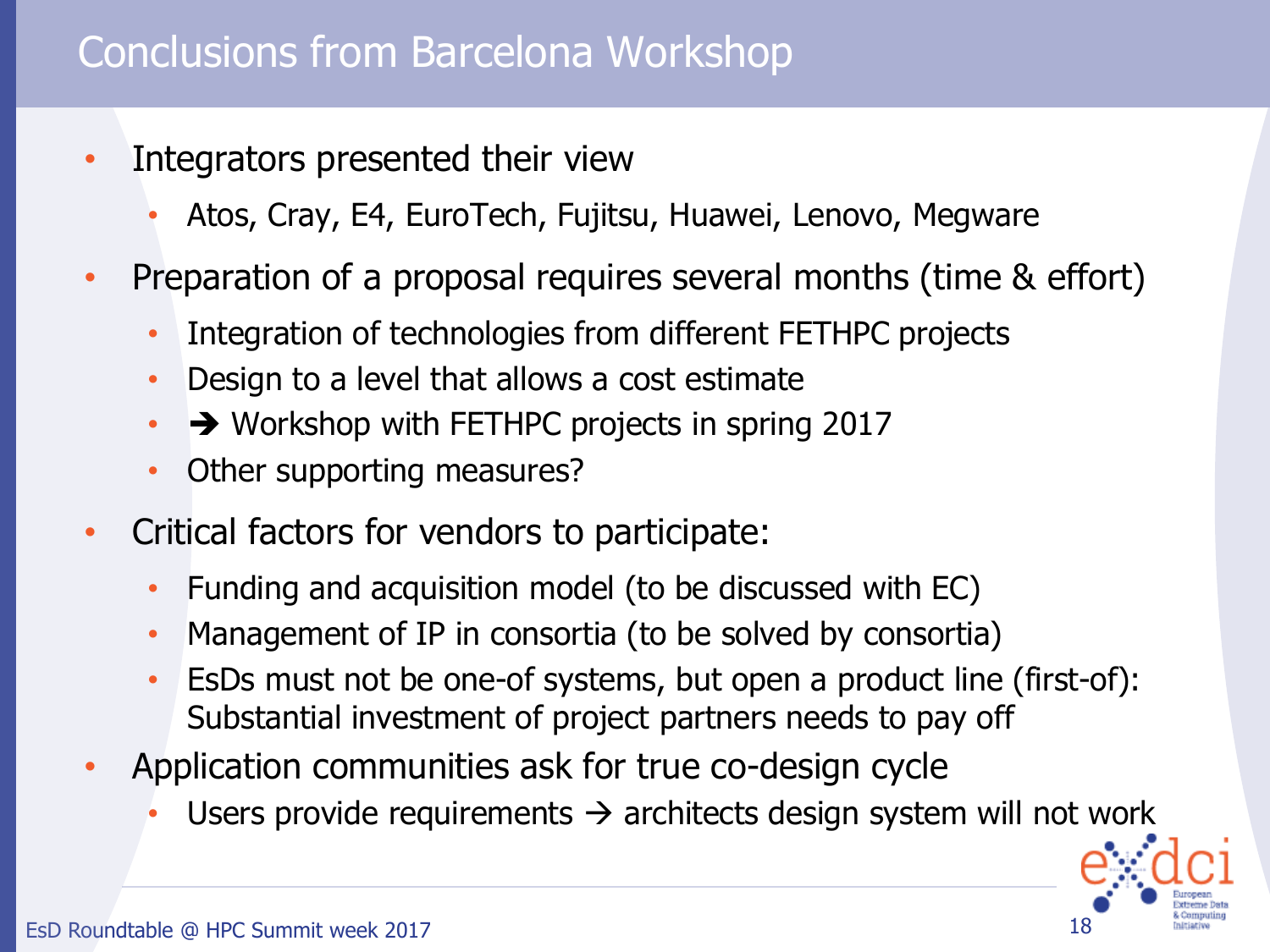# Conclusions from Barcelona Workshop

- Integrators presented their view
  - Atos, Cray, E4, EuroTech, Fujitsu, Huawei, Lenovo, Megware
- Preparation of a proposal requires several months (time & effort)
  - Integration of technologies from different FETHPC projects
  - Design to a level that allows a cost estimate
  - ➔ Workshop with FETHPC projects in spring 2017
  - Other supporting measures?
- Critical factors for vendors to participate:
  - Funding and acquisition model (to be discussed with EC)
  - Management of IP in consortia (to be solved by consortia)
  - EsDs must not be one-of systems, but open a product line (first-of): Substantial investment of project partners needs to pay off
- Application communities ask for true co-design cycle
  - Users provide requirements → architects design system will not work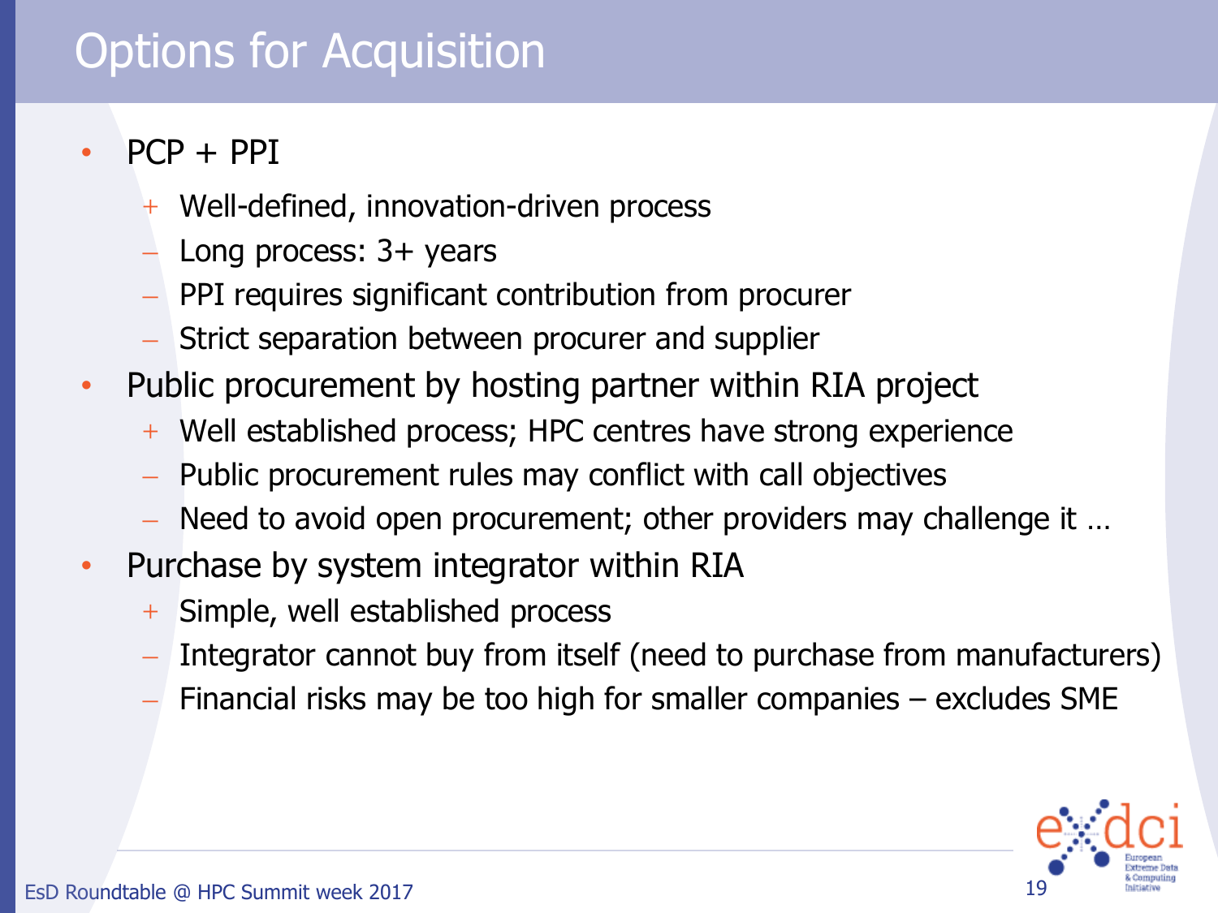# Options for Acquisition

- PCP + PPI
  - \+ Well-defined, innovation-driven process
  - – Long process: 3+ years
  - – PPI requires significant contribution from procurer
  - – Strict separation between procurer and supplier
- Public procurement by hosting partner within RIA project
  - \+ Well established process; HPC centres have strong experience
  - – Public procurement rules may conflict with call objectives
  - – Need to avoid open procurement; other providers may challenge it …
- Purchase by system integrator within RIA
  - \+ Simple, well established process
  - – Integrator cannot buy from itself (need to purchase from manufacturers)
  - – Financial risks may be too high for smaller companies – excludes SME